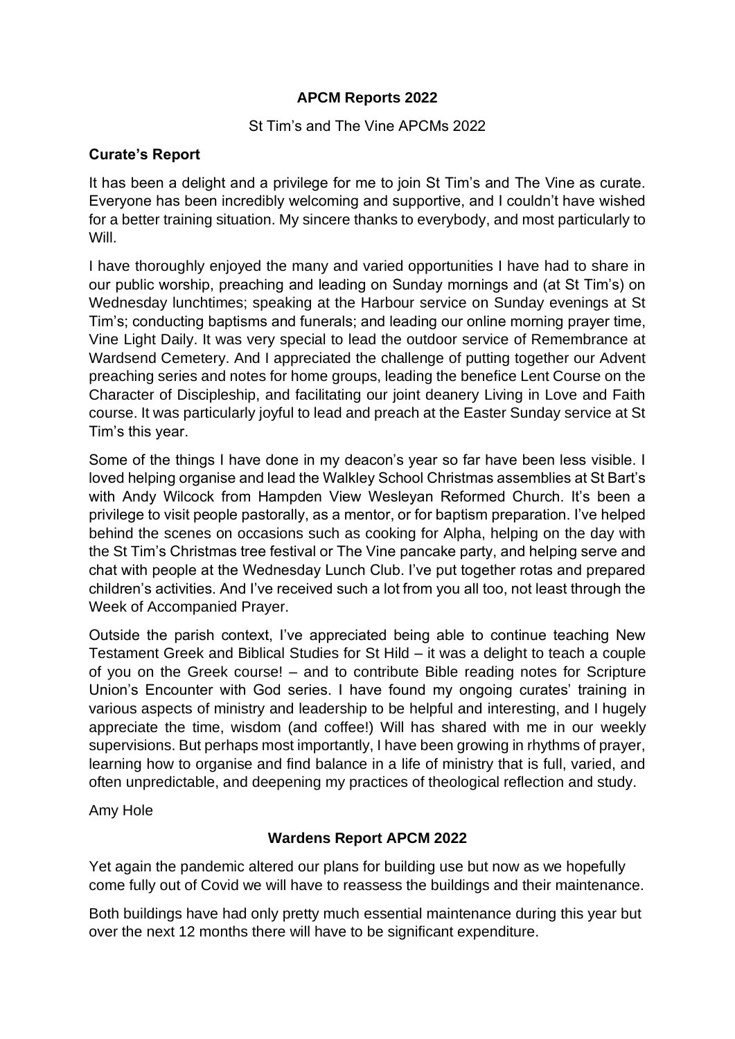# APCM Reports 2022

St Tim's and The Vine APCMs 2022

## Curate's Report

It has been a delight and a privilege for me to join St Tim's and The Vine as curate. Everyone has been incredibly welcoming and supportive, and I couldn't have wished for a better training situation. My sincere thanks to everybody, and most particularly to Will.

I have thoroughly enjoyed the many and varied opportunities I have had to share in our public worship, preaching and leading on Sunday mornings and (at St Tim's) on Wednesday lunchtimes; speaking at the Harbour service on Sunday evenings at St Tim's; conducting baptisms and funerals; and leading our online morning prayer time, Vine Light Daily. It was very special to lead the outdoor service of Remembrance at Wardsend Cemetery. And I appreciated the challenge of putting together our Advent preaching series and notes for home groups, leading the benefice Lent Course on the Character of Discipleship, and facilitating our joint deanery Living in Love and Faith course. It was particularly joyful to lead and preach at the Easter Sunday service at St Tim's this year.

Some of the things I have done in my deacon's year so far have been less visible. I loved helping organise and lead the Walkley School Christmas assemblies at St Bart's with Andy Wilcock from Hampden View Wesleyan Reformed Church. It's been a privilege to visit people pastorally, as a mentor, or for baptism preparation. I've helped behind the scenes on occasions such as cooking for Alpha, helping on the day with the St Tim's Christmas tree festival or The Vine pancake party, and helping serve and chat with people at the Wednesday Lunch Club. I've put together rotas and prepared children's activities. And I've received such a lot from you all too, not least through the Week of Accompanied Prayer.

Outside the parish context, I've appreciated being able to continue teaching New Testament Greek and Biblical Studies for St Hild – it was a delight to teach a couple of you on the Greek course! – and to contribute Bible reading notes for Scripture Union's Encounter with God series. I have found my ongoing curates' training in various aspects of ministry and leadership to be helpful and interesting, and I hugely appreciate the time, wisdom (and coffee!) Will has shared with me in our weekly supervisions. But perhaps most importantly, I have been growing in rhythms of prayer, learning how to organise and find balance in a life of ministry that is full, varied, and often unpredictable, and deepening my practices of theological reflection and study.

Amy Hole

## Wardens Report APCM 2022

Yet again the pandemic altered our plans for building use but now as we hopefully come fully out of Covid we will have to reassess the buildings and their maintenance.

Both buildings have had only pretty much essential maintenance during this year but over the next 12 months there will have to be significant expenditure.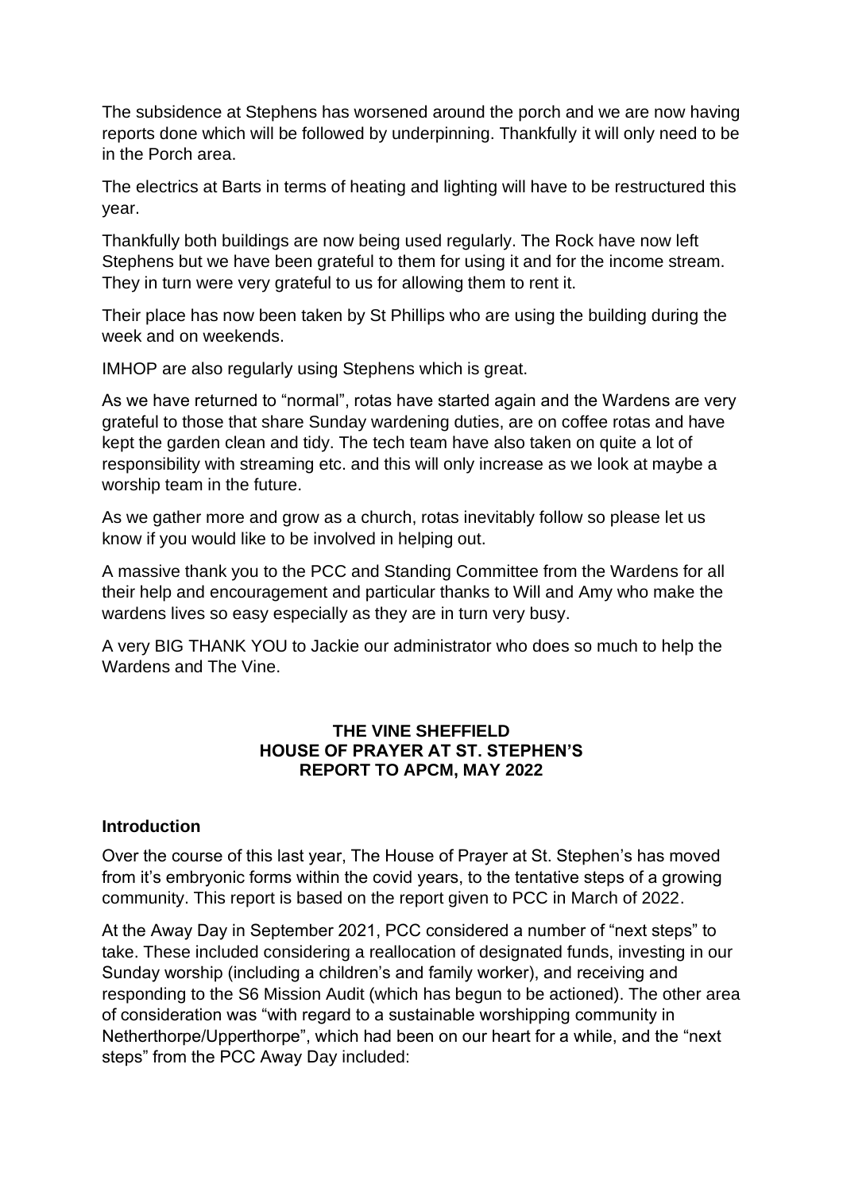The subsidence at Stephens has worsened around the porch and we are now having reports done which will be followed by underpinning. Thankfully it will only need to be in the Porch area.

The electrics at Barts in terms of heating and lighting will have to be restructured this year.

Thankfully both buildings are now being used regularly. The Rock have now left Stephens but we have been grateful to them for using it and for the income stream. They in turn were very grateful to us for allowing them to rent it.

Their place has now been taken by St Phillips who are using the building during the week and on weekends.

IMHOP are also regularly using Stephens which is great.

As we have returned to "normal", rotas have started again and the Wardens are very grateful to those that share Sunday wardening duties, are on coffee rotas and have kept the garden clean and tidy. The tech team have also taken on quite a lot of responsibility with streaming etc. and this will only increase as we look at maybe a worship team in the future.

As we gather more and grow as a church, rotas inevitably follow so please let us know if you would like to be involved in helping out.

A massive thank you to the PCC and Standing Committee from the Wardens for all their help and encouragement and particular thanks to Will and Amy who make the wardens lives so easy especially as they are in turn very busy.

A very BIG THANK YOU to Jackie our administrator who does so much to help the Wardens and The Vine.

## THE VINE SHEFFIELD
## HOUSE OF PRAYER AT ST. STEPHEN'S
## REPORT TO APCM, MAY 2022

### Introduction

Over the course of this last year, The House of Prayer at St. Stephen's has moved from it's embryonic forms within the covid years, to the tentative steps of a growing community. This report is based on the report given to PCC in March of 2022.

At the Away Day in September 2021, PCC considered a number of "next steps" to take. These included considering a reallocation of designated funds, investing in our Sunday worship (including a children's and family worker), and receiving and responding to the S6 Mission Audit (which has begun to be actioned). The other area of consideration was "with regard to a sustainable worshipping community in Netherthorpe/Upperthorpe", which had been on our heart for a while, and the "next steps" from the PCC Away Day included: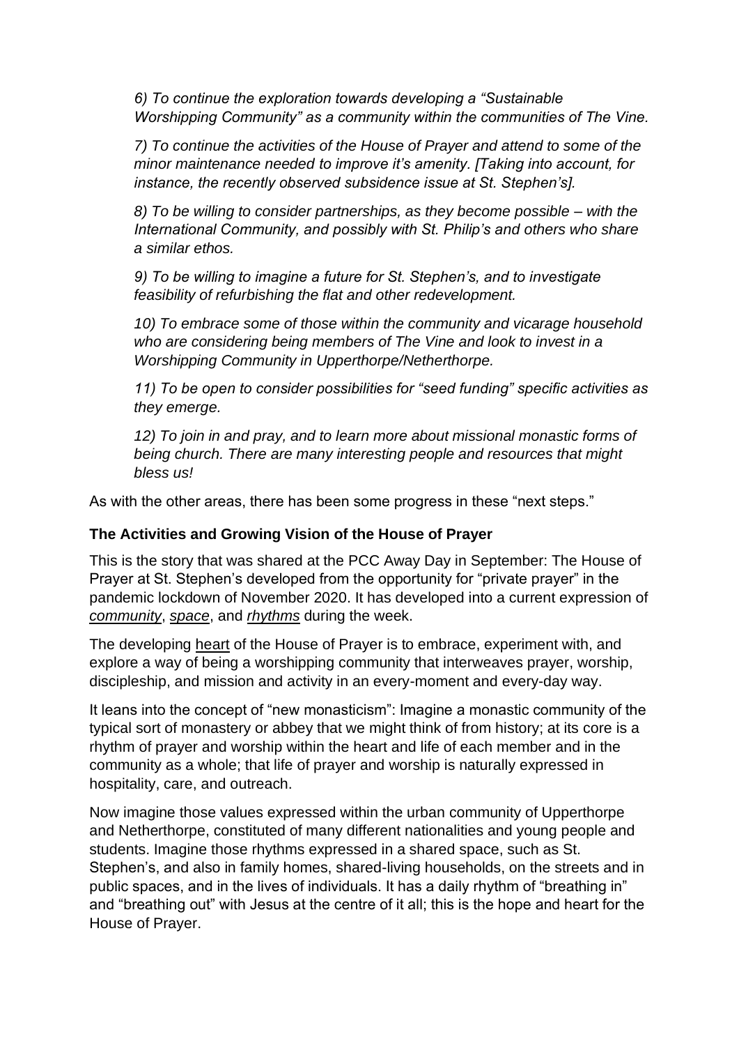*6) To continue the exploration towards developing a "Sustainable Worshipping Community" as a community within the communities of The Vine.*

*7) To continue the activities of the House of Prayer and attend to some of the minor maintenance needed to improve it's amenity. [Taking into account, for instance, the recently observed subsidence issue at St. Stephen's].*

*8) To be willing to consider partnerships, as they become possible – with the International Community, and possibly with St. Philip's and others who share a similar ethos.*

*9) To be willing to imagine a future for St. Stephen's, and to investigate feasibility of refurbishing the flat and other redevelopment.*

*10) To embrace some of those within the community and vicarage household who are considering being members of The Vine and look to invest in a Worshipping Community in Upperthorpe/Netherthorpe.*

*11) To be open to consider possibilities for "seed funding" specific activities as they emerge.*

*12) To join in and pray, and to learn more about missional monastic forms of being church. There are many interesting people and resources that might bless us!*

As with the other areas, there has been some progress in these "next steps."

### The Activities and Growing Vision of the House of Prayer

This is the story that was shared at the PCC Away Day in September: The House of Prayer at St. Stephen's developed from the opportunity for "private prayer" in the pandemic lockdown of November 2020. It has developed into a current expression of *community*, *space*, and *rhythms* during the week.

The developing heart of the House of Prayer is to embrace, experiment with, and explore a way of being a worshipping community that interweaves prayer, worship, discipleship, and mission and activity in an every-moment and every-day way.

It leans into the concept of "new monasticism": Imagine a monastic community of the typical sort of monastery or abbey that we might think of from history; at its core is a rhythm of prayer and worship within the heart and life of each member and in the community as a whole; that life of prayer and worship is naturally expressed in hospitality, care, and outreach.

Now imagine those values expressed within the urban community of Upperthorpe and Netherthorpe, constituted of many different nationalities and young people and students. Imagine those rhythms expressed in a shared space, such as St. Stephen's, and also in family homes, shared-living households, on the streets and in public spaces, and in the lives of individuals. It has a daily rhythm of "breathing in" and "breathing out" with Jesus at the centre of it all; this is the hope and heart for the House of Prayer.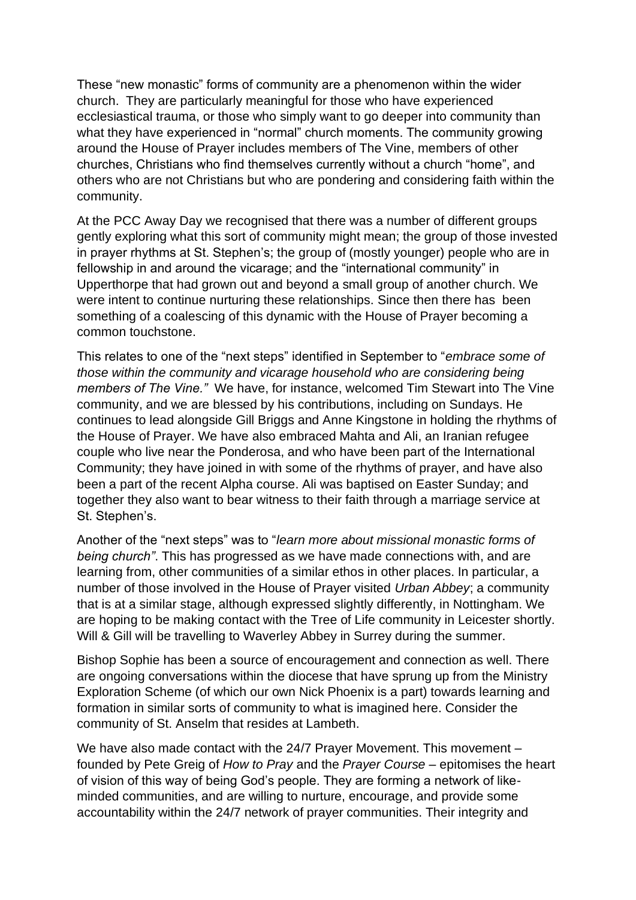These "new monastic" forms of community are a phenomenon within the wider church. They are particularly meaningful for those who have experienced ecclesiastical trauma, or those who simply want to go deeper into community than what they have experienced in "normal" church moments. The community growing around the House of Prayer includes members of The Vine, members of other churches, Christians who find themselves currently without a church "home", and others who are not Christians but who are pondering and considering faith within the community.

At the PCC Away Day we recognised that there was a number of different groups gently exploring what this sort of community might mean; the group of those invested in prayer rhythms at St. Stephen's; the group of (mostly younger) people who are in fellowship in and around the vicarage; and the "international community" in Upperthorpe that had grown out and beyond a small group of another church. We were intent to continue nurturing these relationships. Since then there has been something of a coalescing of this dynamic with the House of Prayer becoming a common touchstone.

This relates to one of the "next steps" identified in September to "*embrace some of those within the community and vicarage household who are considering being members of The Vine."* We have, for instance, welcomed Tim Stewart into The Vine community, and we are blessed by his contributions, including on Sundays. He continues to lead alongside Gill Briggs and Anne Kingstone in holding the rhythms of the House of Prayer. We have also embraced Mahta and Ali, an Iranian refugee couple who live near the Ponderosa, and who have been part of the International Community; they have joined in with some of the rhythms of prayer, and have also been a part of the recent Alpha course. Ali was baptised on Easter Sunday; and together they also want to bear witness to their faith through a marriage service at St. Stephen's.

Another of the "next steps" was to "*learn more about missional monastic forms of being church"*. This has progressed as we have made connections with, and are learning from, other communities of a similar ethos in other places. In particular, a number of those involved in the House of Prayer visited *Urban Abbey*; a community that is at a similar stage, although expressed slightly differently, in Nottingham. We are hoping to be making contact with the Tree of Life community in Leicester shortly. Will & Gill will be travelling to Waverley Abbey in Surrey during the summer.

Bishop Sophie has been a source of encouragement and connection as well. There are ongoing conversations within the diocese that have sprung up from the Ministry Exploration Scheme (of which our own Nick Phoenix is a part) towards learning and formation in similar sorts of community to what is imagined here. Consider the community of St. Anselm that resides at Lambeth.

We have also made contact with the 24/7 Prayer Movement. This movement – founded by Pete Greig of *How to Pray* and the *Prayer Course* – epitomises the heart of vision of this way of being God's people. They are forming a network of like-minded communities, and are willing to nurture, encourage, and provide some accountability within the 24/7 network of prayer communities. Their integrity and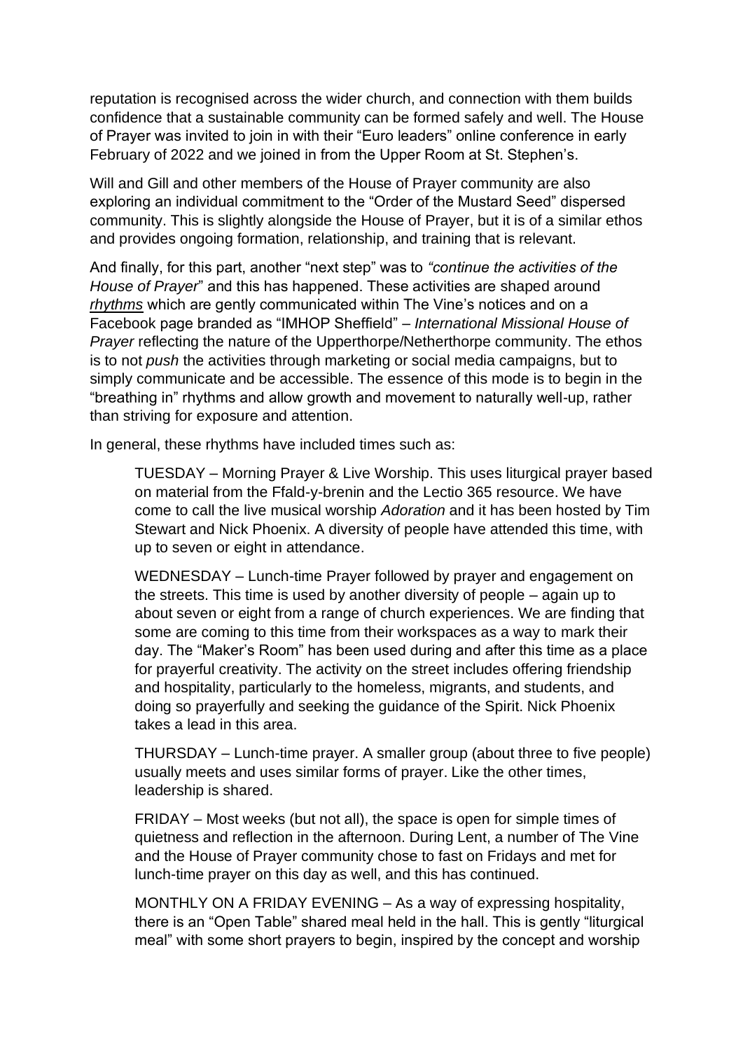reputation is recognised across the wider church, and connection with them builds confidence that a sustainable community can be formed safely and well. The House of Prayer was invited to join in with their "Euro leaders" online conference in early February of 2022 and we joined in from the Upper Room at St. Stephen's.

Will and Gill and other members of the House of Prayer community are also exploring an individual commitment to the "Order of the Mustard Seed" dispersed community. This is slightly alongside the House of Prayer, but it is of a similar ethos and provides ongoing formation, relationship, and training that is relevant.

And finally, for this part, another "next step" was to *"continue the activities of the House of Prayer*" and this has happened. These activities are shaped around *rhythms* which are gently communicated within The Vine's notices and on a Facebook page branded as "IMHOP Sheffield" – *International Missional House of Prayer* reflecting the nature of the Upperthorpe/Netherthorpe community. The ethos is to not *push* the activities through marketing or social media campaigns, but to simply communicate and be accessible. The essence of this mode is to begin in the "breathing in" rhythms and allow growth and movement to naturally well-up, rather than striving for exposure and attention.

In general, these rhythms have included times such as:

> TUESDAY – Morning Prayer & Live Worship. This uses liturgical prayer based on material from the Ffald-y-brenin and the Lectio 365 resource. We have come to call the live musical worship *Adoration* and it has been hosted by Tim Stewart and Nick Phoenix. A diversity of people have attended this time, with up to seven or eight in attendance.
>
> WEDNESDAY – Lunch-time Prayer followed by prayer and engagement on the streets. This time is used by another diversity of people – again up to about seven or eight from a range of church experiences. We are finding that some are coming to this time from their workspaces as a way to mark their day. The "Maker's Room" has been used during and after this time as a place for prayerful creativity. The activity on the street includes offering friendship and hospitality, particularly to the homeless, migrants, and students, and doing so prayerfully and seeking the guidance of the Spirit. Nick Phoenix takes a lead in this area.
>
> THURSDAY – Lunch-time prayer. A smaller group (about three to five people) usually meets and uses similar forms of prayer. Like the other times, leadership is shared.
>
> FRIDAY – Most weeks (but not all), the space is open for simple times of quietness and reflection in the afternoon. During Lent, a number of The Vine and the House of Prayer community chose to fast on Fridays and met for lunch-time prayer on this day as well, and this has continued.
>
> MONTHLY ON A FRIDAY EVENING – As a way of expressing hospitality, there is an "Open Table" shared meal held in the hall. This is gently "liturgical meal" with some short prayers to begin, inspired by the concept and worship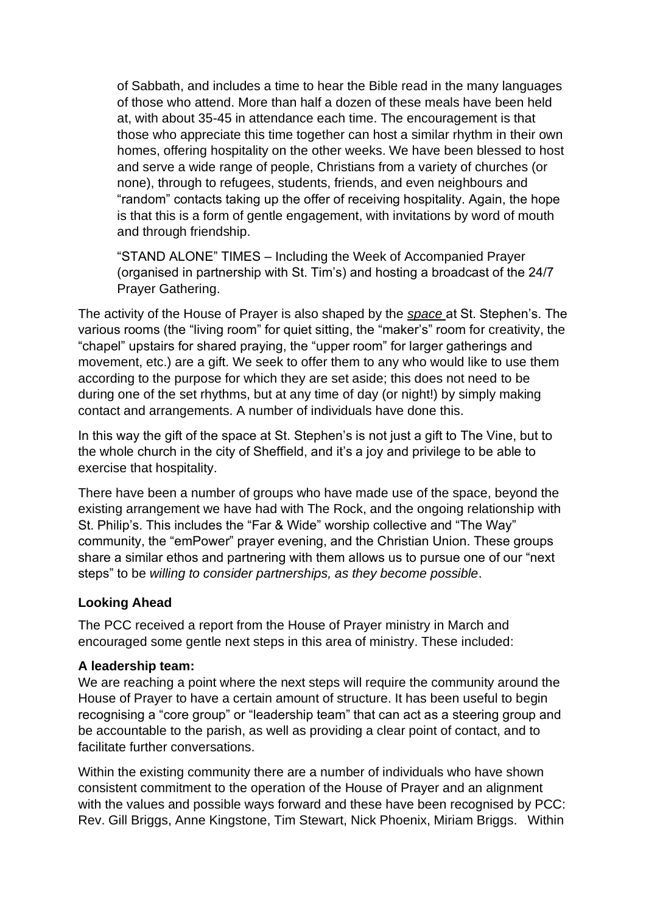of Sabbath, and includes a time to hear the Bible read in the many languages of those who attend. More than half a dozen of these meals have been held at, with about 35-45 in attendance each time. The encouragement is that those who appreciate this time together can host a similar rhythm in their own homes, offering hospitality on the other weeks. We have been blessed to host and serve a wide range of people, Christians from a variety of churches (or none), through to refugees, students, friends, and even neighbours and "random" contacts taking up the offer of receiving hospitality. Again, the hope is that this is a form of gentle engagement, with invitations by word of mouth and through friendship.

"STAND ALONE" TIMES – Including the Week of Accompanied Prayer (organised in partnership with St. Tim's) and hosting a broadcast of the 24/7 Prayer Gathering.

The activity of the House of Prayer is also shaped by the *space* at St. Stephen's. The various rooms (the "living room" for quiet sitting, the "maker's" room for creativity, the "chapel" upstairs for shared praying, the "upper room" for larger gatherings and movement, etc.) are a gift. We seek to offer them to any who would like to use them according to the purpose for which they are set aside; this does not need to be during one of the set rhythms, but at any time of day (or night!) by simply making contact and arrangements. A number of individuals have done this.

In this way the gift of the space at St. Stephen's is not just a gift to The Vine, but to the whole church in the city of Sheffield, and it's a joy and privilege to be able to exercise that hospitality.

There have been a number of groups who have made use of the space, beyond the existing arrangement we have had with The Rock, and the ongoing relationship with St. Philip's. This includes the "Far & Wide" worship collective and "The Way" community, the "emPower" prayer evening, and the Christian Union. These groups share a similar ethos and partnering with them allows us to pursue one of our "next steps" to be *willing to consider partnerships, as they become possible*.

**Looking Ahead**

The PCC received a report from the House of Prayer ministry in March and encouraged some gentle next steps in this area of ministry. These included:

**A leadership team:**
We are reaching a point where the next steps will require the community around the House of Prayer to have a certain amount of structure. It has been useful to begin recognising a "core group" or "leadership team" that can act as a steering group and be accountable to the parish, as well as providing a clear point of contact, and to facilitate further conversations.

Within the existing community there are a number of individuals who have shown consistent commitment to the operation of the House of Prayer and an alignment with the values and possible ways forward and these have been recognised by PCC: Rev. Gill Briggs, Anne Kingstone, Tim Stewart, Nick Phoenix, Miriam Briggs. Within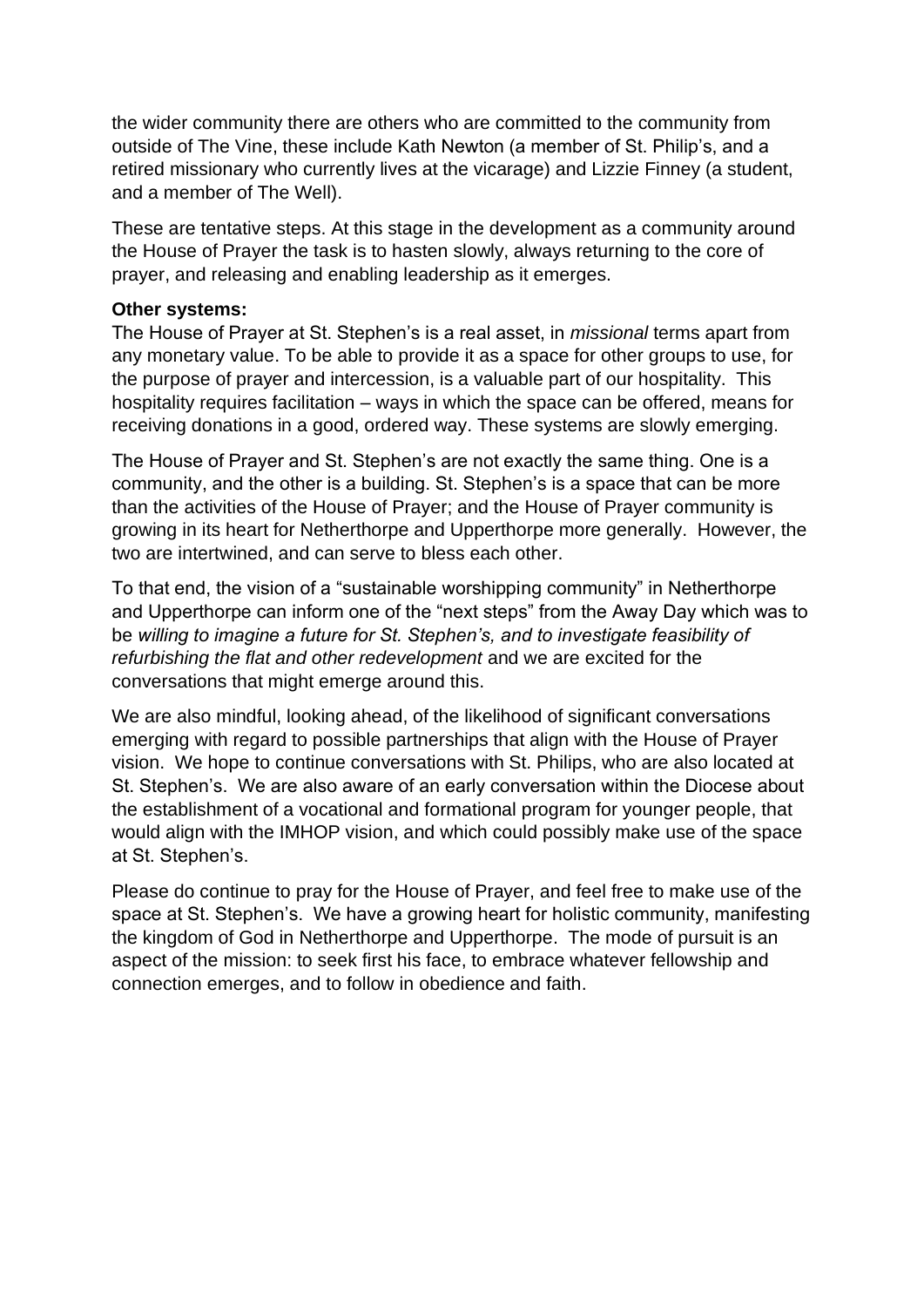the wider community there are others who are committed to the community from outside of The Vine, these include Kath Newton (a member of St. Philip's, and a retired missionary who currently lives at the vicarage) and Lizzie Finney (a student, and a member of The Well).

These are tentative steps. At this stage in the development as a community around the House of Prayer the task is to hasten slowly, always returning to the core of prayer, and releasing and enabling leadership as it emerges.

**Other systems:**
The House of Prayer at St. Stephen's is a real asset, in *missional* terms apart from any monetary value. To be able to provide it as a space for other groups to use, for the purpose of prayer and intercession, is a valuable part of our hospitality. This hospitality requires facilitation – ways in which the space can be offered, means for receiving donations in a good, ordered way. These systems are slowly emerging.

The House of Prayer and St. Stephen's are not exactly the same thing. One is a community, and the other is a building. St. Stephen's is a space that can be more than the activities of the House of Prayer; and the House of Prayer community is growing in its heart for Netherthorpe and Upperthorpe more generally. However, the two are intertwined, and can serve to bless each other.

To that end, the vision of a "sustainable worshipping community" in Netherthorpe and Upperthorpe can inform one of the "next steps" from the Away Day which was to be *willing to imagine a future for St. Stephen's, and to investigate feasibility of refurbishing the flat and other redevelopment* and we are excited for the conversations that might emerge around this.

We are also mindful, looking ahead, of the likelihood of significant conversations emerging with regard to possible partnerships that align with the House of Prayer vision. We hope to continue conversations with St. Philips, who are also located at St. Stephen's. We are also aware of an early conversation within the Diocese about the establishment of a vocational and formational program for younger people, that would align with the IMHOP vision, and which could possibly make use of the space at St. Stephen's.

Please do continue to pray for the House of Prayer, and feel free to make use of the space at St. Stephen's. We have a growing heart for holistic community, manifesting the kingdom of God in Netherthorpe and Upperthorpe. The mode of pursuit is an aspect of the mission: to seek first his face, to embrace whatever fellowship and connection emerges, and to follow in obedience and faith.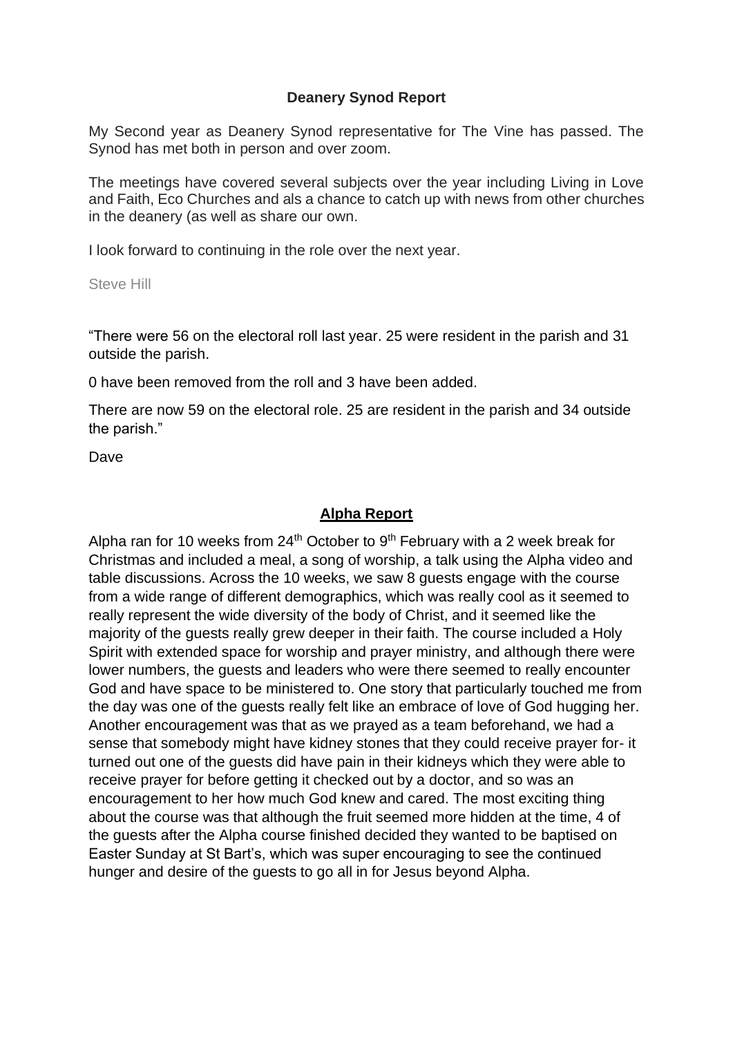## Deanery Synod Report

My Second year as Deanery Synod representative for The Vine has passed. The Synod has met both in person and over zoom.

The meetings have covered several subjects over the year including Living in Love and Faith, Eco Churches and als a chance to catch up with news from other churches in the deanery (as well as share our own.

I look forward to continuing in the role over the next year.

Steve Hill

"There were 56 on the electoral roll last year. 25 were resident in the parish and 31 outside the parish.

0 have been removed from the roll and 3 have been added.

There are now 59 on the electoral role. 25 are resident in the parish and 34 outside the parish."

Dave

## **Alpha Report**

Alpha ran for 10 weeks from 24th October to 9th February with a 2 week break for Christmas and included a meal, a song of worship, a talk using the Alpha video and table discussions. Across the 10 weeks, we saw 8 guests engage with the course from a wide range of different demographics, which was really cool as it seemed to really represent the wide diversity of the body of Christ, and it seemed like the majority of the guests really grew deeper in their faith. The course included a Holy Spirit with extended space for worship and prayer ministry, and although there were lower numbers, the guests and leaders who were there seemed to really encounter God and have space to be ministered to. One story that particularly touched me from the day was one of the guests really felt like an embrace of love of God hugging her. Another encouragement was that as we prayed as a team beforehand, we had a sense that somebody might have kidney stones that they could receive prayer for- it turned out one of the guests did have pain in their kidneys which they were able to receive prayer for before getting it checked out by a doctor, and so was an encouragement to her how much God knew and cared. The most exciting thing about the course was that although the fruit seemed more hidden at the time, 4 of the guests after the Alpha course finished decided they wanted to be baptised on Easter Sunday at St Bart's, which was super encouraging to see the continued hunger and desire of the guests to go all in for Jesus beyond Alpha.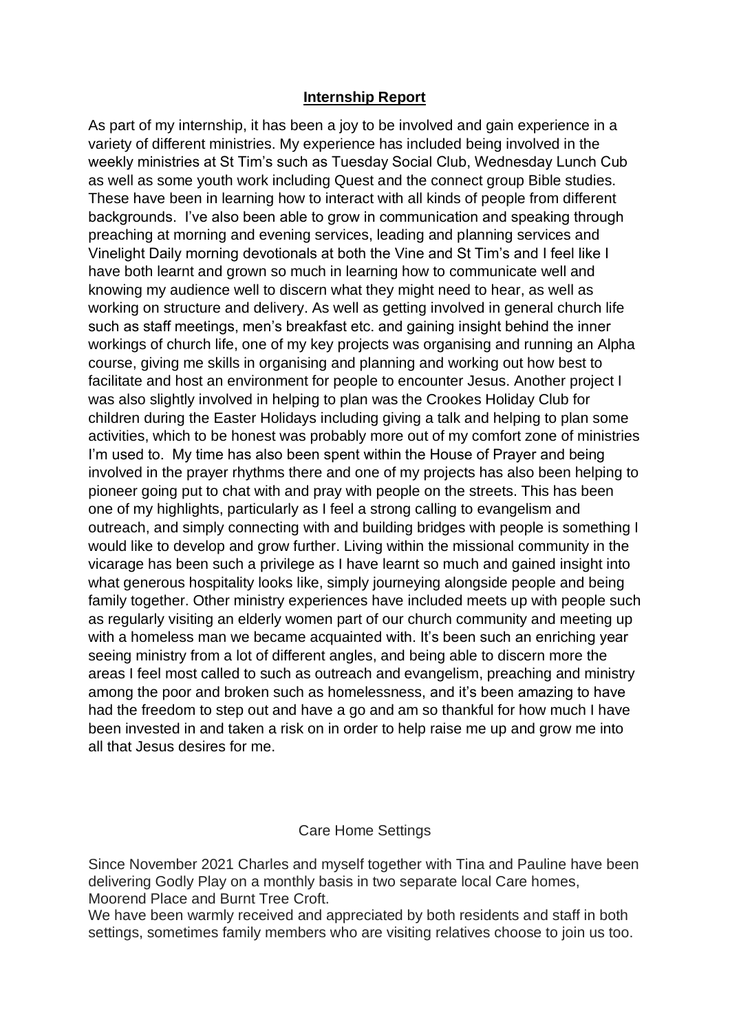## **Internship Report**

As part of my internship, it has been a joy to be involved and gain experience in a variety of different ministries. My experience has included being involved in the weekly ministries at St Tim's such as Tuesday Social Club, Wednesday Lunch Cub as well as some youth work including Quest and the connect group Bible studies. These have been in learning how to interact with all kinds of people from different backgrounds. I've also been able to grow in communication and speaking through preaching at morning and evening services, leading and planning services and Vinelight Daily morning devotionals at both the Vine and St Tim's and I feel like I have both learnt and grown so much in learning how to communicate well and knowing my audience well to discern what they might need to hear, as well as working on structure and delivery. As well as getting involved in general church life such as staff meetings, men's breakfast etc. and gaining insight behind the inner workings of church life, one of my key projects was organising and running an Alpha course, giving me skills in organising and planning and working out how best to facilitate and host an environment for people to encounter Jesus. Another project I was also slightly involved in helping to plan was the Crookes Holiday Club for children during the Easter Holidays including giving a talk and helping to plan some activities, which to be honest was probably more out of my comfort zone of ministries I'm used to. My time has also been spent within the House of Prayer and being involved in the prayer rhythms there and one of my projects has also been helping to pioneer going put to chat with and pray with people on the streets. This has been one of my highlights, particularly as I feel a strong calling to evangelism and outreach, and simply connecting with and building bridges with people is something I would like to develop and grow further. Living within the missional community in the vicarage has been such a privilege as I have learnt so much and gained insight into what generous hospitality looks like, simply journeying alongside people and being family together. Other ministry experiences have included meets up with people such as regularly visiting an elderly women part of our church community and meeting up with a homeless man we became acquainted with. It's been such an enriching year seeing ministry from a lot of different angles, and being able to discern more the areas I feel most called to such as outreach and evangelism, preaching and ministry among the poor and broken such as homelessness, and it's been amazing to have had the freedom to step out and have a go and am so thankful for how much I have been invested in and taken a risk on in order to help raise me up and grow me into all that Jesus desires for me.

## Care Home Settings

Since November 2021 Charles and myself together with Tina and Pauline have been delivering Godly Play on a monthly basis in two separate local Care homes, Moorend Place and Burnt Tree Croft.

We have been warmly received and appreciated by both residents and staff in both settings, sometimes family members who are visiting relatives choose to join us too.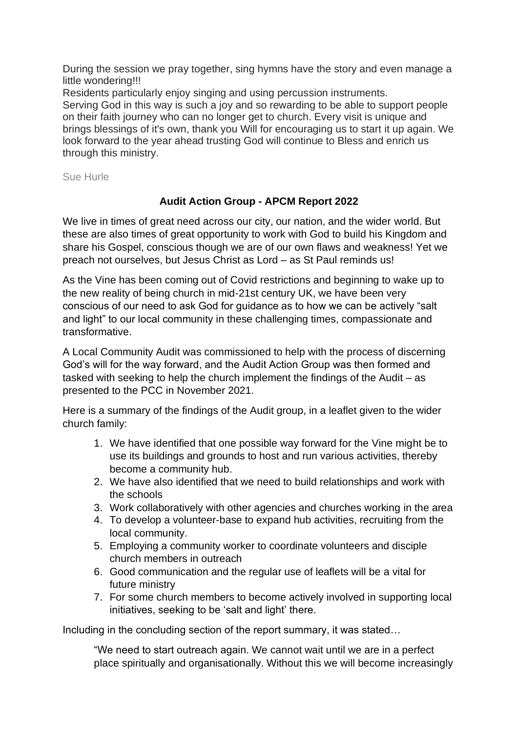During the session we pray together, sing hymns have the story and even manage a little wondering!!!

Residents particularly enjoy singing and using percussion instruments.

Serving God in this way is such a joy and so rewarding to be able to support people on their faith journey who can no longer get to church. Every visit is unique and brings blessings of it's own, thank you Will for encouraging us to start it up again. We look forward to the year ahead trusting God will continue to Bless and enrich us through this ministry.

Sue Hurle

## Audit Action Group - APCM Report 2022

We live in times of great need across our city, our nation, and the wider world. But these are also times of great opportunity to work with God to build his Kingdom and share his Gospel, conscious though we are of our own flaws and weakness! Yet we preach not ourselves, but Jesus Christ as Lord – as St Paul reminds us!

As the Vine has been coming out of Covid restrictions and beginning to wake up to the new reality of being church in mid-21st century UK, we have been very conscious of our need to ask God for guidance as to how we can be actively "salt and light" to our local community in these challenging times, compassionate and transformative.

A Local Community Audit was commissioned to help with the process of discerning God's will for the way forward, and the Audit Action Group was then formed and tasked with seeking to help the church implement the findings of the Audit – as presented to the PCC in November 2021.

Here is a summary of the findings of the Audit group, in a leaflet given to the wider church family:

1. We have identified that one possible way forward for the Vine might be to use its buildings and grounds to host and run various activities, thereby become a community hub.
2. We have also identified that we need to build relationships and work with the schools
3. Work collaboratively with other agencies and churches working in the area
4. To develop a volunteer-base to expand hub activities, recruiting from the local community.
5. Employing a community worker to coordinate volunteers and disciple church members in outreach
6. Good communication and the regular use of leaflets will be a vital for future ministry
7. For some church members to become actively involved in supporting local initiatives, seeking to be 'salt and light' there.

Including in the concluding section of the report summary, it was stated…

> "We need to start outreach again. We cannot wait until we are in a perfect place spiritually and organisationally. Without this we will become increasingly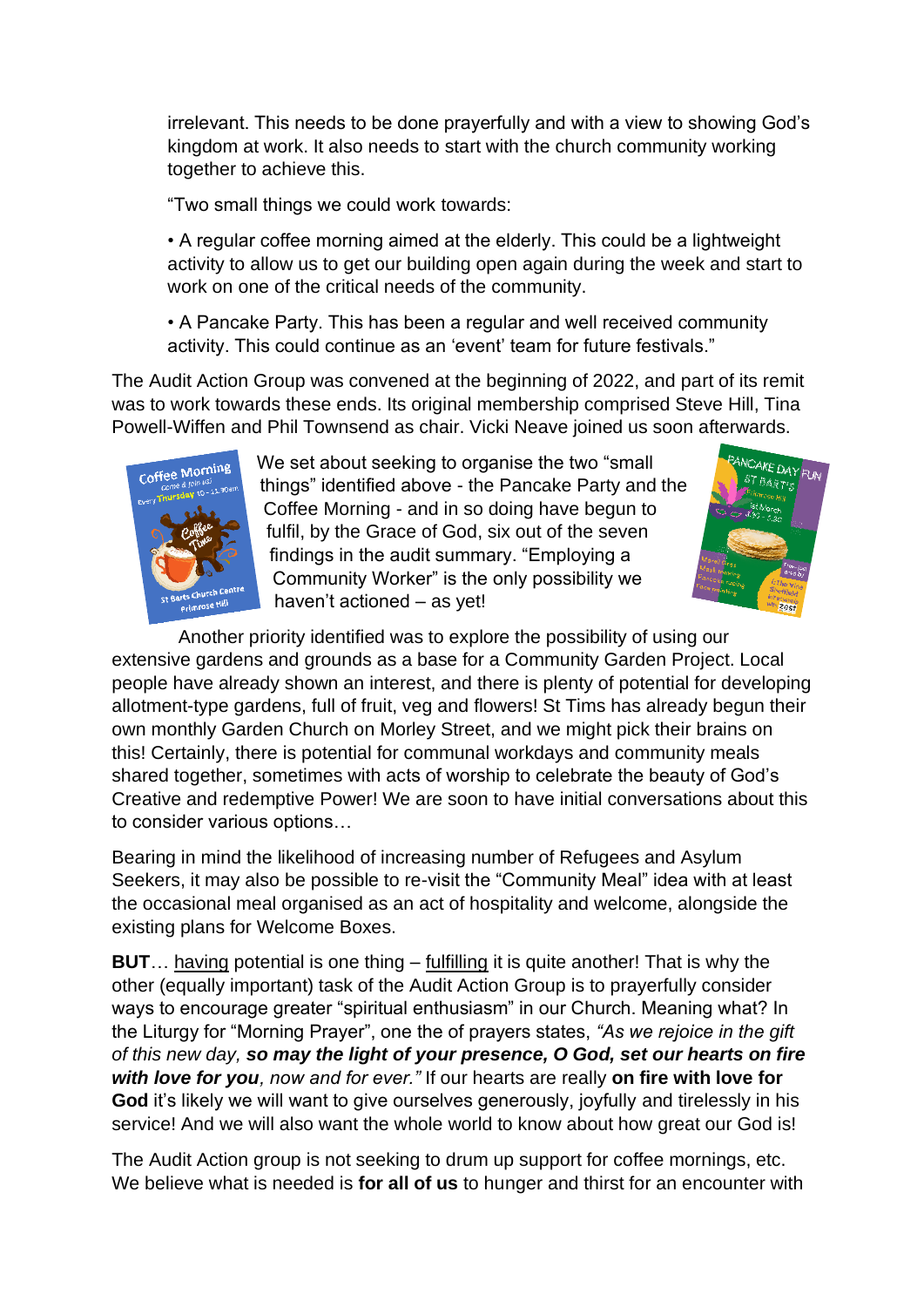irrelevant. This needs to be done prayerfully and with a view to showing God's kingdom at work. It also needs to start with the church community working together to achieve this.

"Two small things we could work towards:

• A regular coffee morning aimed at the elderly. This could be a lightweight activity to allow us to get our building open again during the week and start to work on one of the critical needs of the community.

• A Pancake Party. This has been a regular and well received community activity. This could continue as an 'event' team for future festivals."

The Audit Action Group was convened at the beginning of 2022, and part of its remit was to work towards these ends. Its original membership comprised Steve Hill, Tina Powell-Wiffen and Phil Townsend as chair. Vicki Neave joined us soon afterwards.

We set about seeking to organise the two "small things" identified above - the Pancake Party and the Coffee Morning - and in so doing have begun to fulfil, by the Grace of God, six out of the seven findings in the audit summary. "Employing a Community Worker" is the only possibility we haven't actioned – as yet!

Another priority identified was to explore the possibility of using our extensive gardens and grounds as a base for a Community Garden Project. Local people have already shown an interest, and there is plenty of potential for developing allotment-type gardens, full of fruit, veg and flowers! St Tims has already begun their own monthly Garden Church on Morley Street, and we might pick their brains on this! Certainly, there is potential for communal workdays and community meals shared together, sometimes with acts of worship to celebrate the beauty of God's Creative and redemptive Power! We are soon to have initial conversations about this to consider various options…

Bearing in mind the likelihood of increasing number of Refugees and Asylum Seekers, it may also be possible to re-visit the "Community Meal" idea with at least the occasional meal organised as an act of hospitality and welcome, alongside the existing plans for Welcome Boxes.

**BUT**… having potential is one thing – fulfilling it is quite another! That is why the other (equally important) task of the Audit Action Group is to prayerfully consider ways to encourage greater "spiritual enthusiasm" in our Church. Meaning what? In the Liturgy for "Morning Prayer", one the of prayers states, *"As we rejoice in the gift of this new day, **so may the light of your presence, O God, set our hearts on fire with love for you**, now and for ever."* If our hearts are really **on fire with love for God** it's likely we will want to give ourselves generously, joyfully and tirelessly in his service! And we will also want the whole world to know about how great our God is!

The Audit Action group is not seeking to drum up support for coffee mornings, etc. We believe what is needed is **for all of us** to hunger and thirst for an encounter with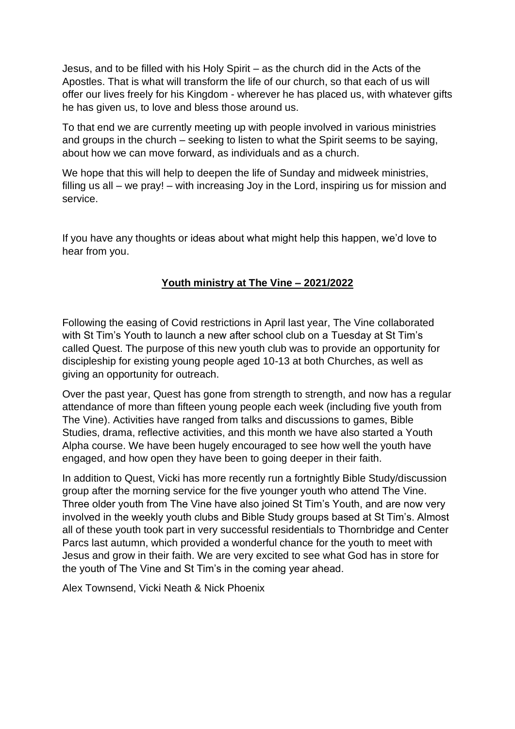Jesus, and to be filled with his Holy Spirit – as the church did in the Acts of the Apostles. That is what will transform the life of our church, so that each of us will offer our lives freely for his Kingdom - wherever he has placed us, with whatever gifts he has given us, to love and bless those around us.

To that end we are currently meeting up with people involved in various ministries and groups in the church – seeking to listen to what the Spirit seems to be saying, about how we can move forward, as individuals and as a church.

We hope that this will help to deepen the life of Sunday and midweek ministries, filling us all – we pray! – with increasing Joy in the Lord, inspiring us for mission and service.

If you have any thoughts or ideas about what might help this happen, we'd love to hear from you.

## **Youth ministry at The Vine – 2021/2022**

Following the easing of Covid restrictions in April last year, The Vine collaborated with St Tim's Youth to launch a new after school club on a Tuesday at St Tim's called Quest. The purpose of this new youth club was to provide an opportunity for discipleship for existing young people aged 10-13 at both Churches, as well as giving an opportunity for outreach.

Over the past year, Quest has gone from strength to strength, and now has a regular attendance of more than fifteen young people each week (including five youth from The Vine). Activities have ranged from talks and discussions to games, Bible Studies, drama, reflective activities, and this month we have also started a Youth Alpha course. We have been hugely encouraged to see how well the youth have engaged, and how open they have been to going deeper in their faith.

In addition to Quest, Vicki has more recently run a fortnightly Bible Study/discussion group after the morning service for the five younger youth who attend The Vine. Three older youth from The Vine have also joined St Tim's Youth, and are now very involved in the weekly youth clubs and Bible Study groups based at St Tim's. Almost all of these youth took part in very successful residentials to Thornbridge and Center Parcs last autumn, which provided a wonderful chance for the youth to meet with Jesus and grow in their faith. We are very excited to see what God has in store for the youth of The Vine and St Tim's in the coming year ahead.

Alex Townsend, Vicki Neath & Nick Phoenix